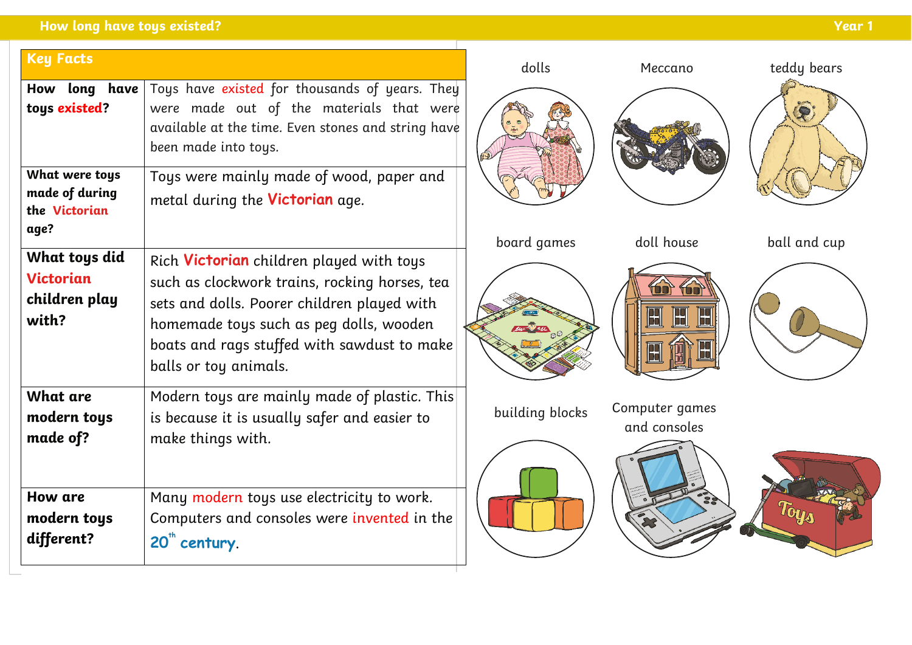# How long have toys existed?

Year 1

## Key Facts

| Question | Answer |
| --- | --- |
| **How long have toys existed?** | Toys have existed for thousands of years. They were made out of the materials that were available at the time. Even stones and string have been made into toys. |
| **What were toys made of during the Victorian age?** | Toys were mainly made of wood, paper and metal during the **Victorian** age. |
| **What toys did Victorian children play with?** | Rich **Victorian** children played with toys such as clockwork trains, rocking horses, tea sets and dolls. Poorer children played with homemade toys such as peg dolls, wooden boats and rags stuffed with sawdust to make balls or toy animals. |
| **What are modern toys made of?** | Modern toys are mainly made of plastic. This is because it is usually safer and easier to make things with. |
| **How are modern toys different?** | Many modern toys use electricity to work. Computers and consoles were invented in the **20th century**. |

dolls

Meccano

teddy bears

board games

doll house

ball and cup

building blocks

Computer games and consoles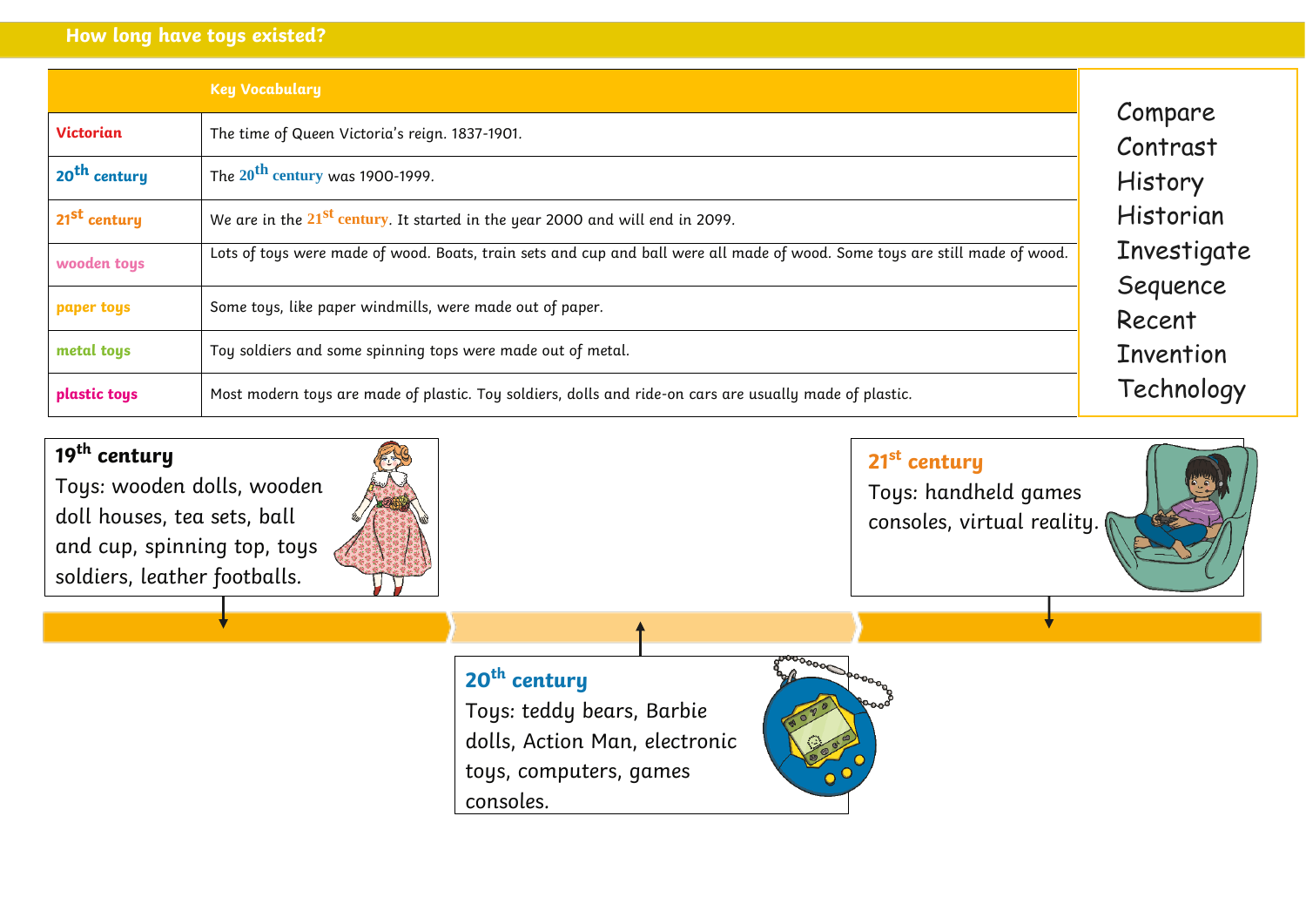## How long have toys existed?

| Key Vocabulary | |
|---|---|
| **Victorian** | The time of Queen Victoria's reign. 1837-1901. |
| **20th century** | The 20th century was 1900-1999. |
| **21st century** | We are in the 21st century. It started in the year 2000 and will end in 2099. |
| **wooden toys** | Lots of toys were made of wood. Boats, train sets and cup and ball were all made of wood. Some toys are still made of wood. |
| **paper toys** | Some toys, like paper windmills, were made out of paper. |
| **metal toys** | Toy soldiers and some spinning tops were made out of metal. |
| **plastic toys** | Most modern toys are made of plastic. Toy soldiers, dolls and ride-on cars are usually made of plastic. |

Compare
Contrast
History
Historian
Investigate
Sequence
Recent
Invention
Technology

### 19th century

Toys: wooden dolls, wooden doll houses, tea sets, ball and cup, spinning top, toys soldiers, leather footballs.

### 20th century

Toys: teddy bears, Barbie dolls, Action Man, electronic toys, computers, games consoles.

### 21st century

Toys: handheld games consoles, virtual reality.